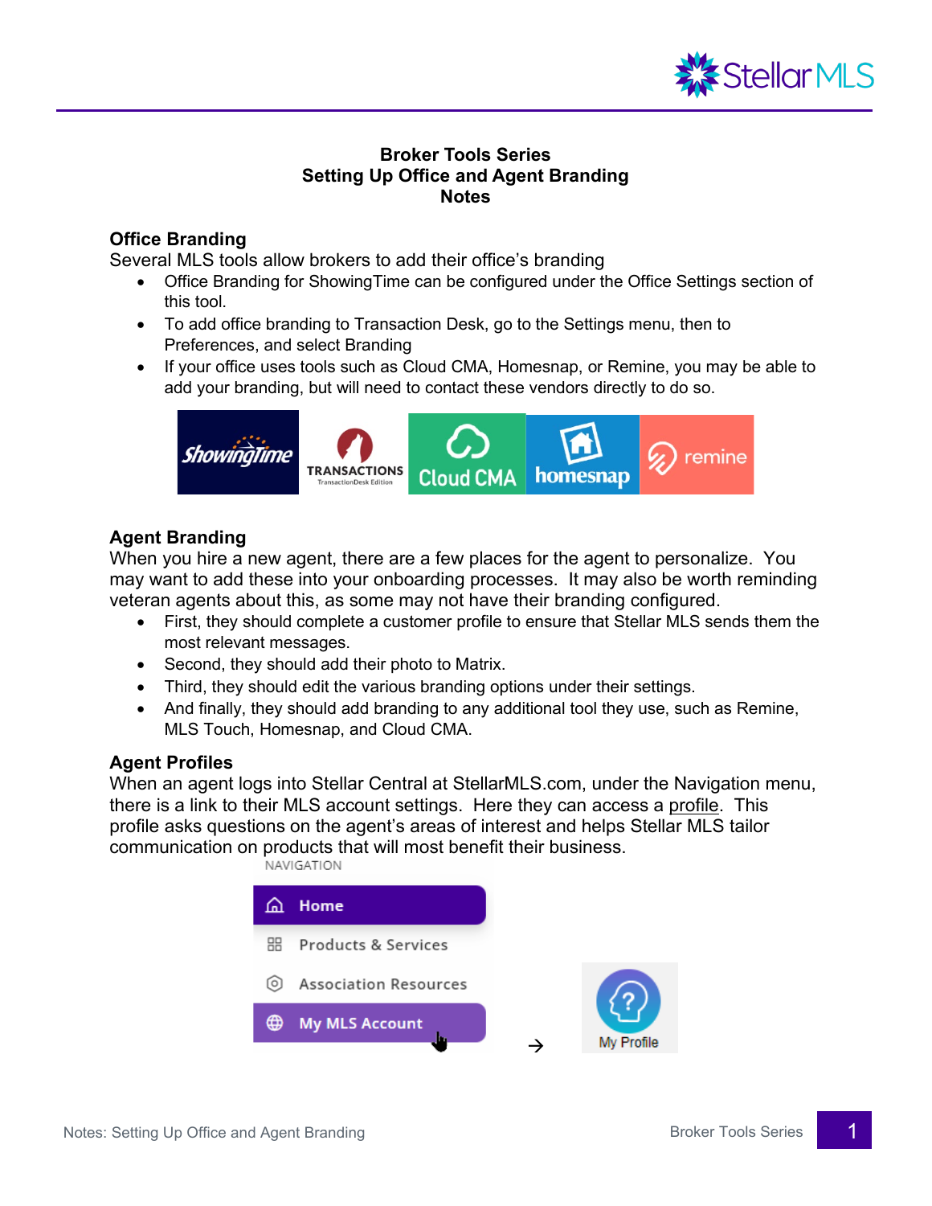# Broker Tools Series
## Setting Up Office and Agent Branding
## Notes

### Office Branding

Several MLS tools allow brokers to add their office's branding

- Office Branding for ShowingTime can be configured under the Office Settings section of this tool.
- To add office branding to Transaction Desk, go to the Settings menu, then to Preferences, and select Branding
- If your office uses tools such as Cloud CMA, Homesnap, or Remine, you may be able to add your branding, but will need to contact these vendors directly to do so.

### Agent Branding

When you hire a new agent, there are a few places for the agent to personalize. You may want to add these into your onboarding processes. It may also be worth reminding veteran agents about this, as some may not have their branding configured.

- First, they should complete a customer profile to ensure that Stellar MLS sends them the most relevant messages.
- Second, they should add their photo to Matrix.
- Third, they should edit the various branding options under their settings.
- And finally, they should add branding to any additional tool they use, such as Remine, MLS Touch, Homesnap, and Cloud CMA.

### Agent Profiles

When an agent logs into Stellar Central at StellarMLS.com, under the Navigation menu, there is a link to their MLS account settings. Here they can access a profile. This profile asks questions on the agent's areas of interest and helps Stellar MLS tailor communication on products that will most benefit their business.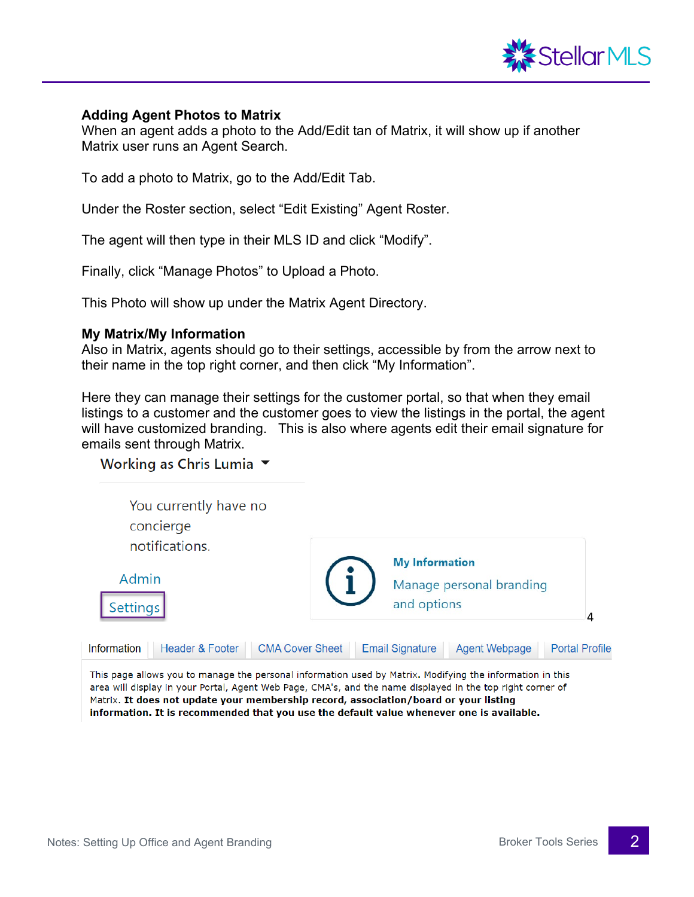**Adding Agent Photos to Matrix**
When an agent adds a photo to the Add/Edit tan of Matrix, it will show up if another Matrix user runs an Agent Search.

To add a photo to Matrix, go to the Add/Edit Tab.

Under the Roster section, select “Edit Existing” Agent Roster.

The agent will then type in their MLS ID and click “Modify”.

Finally, click “Manage Photos” to Upload a Photo.

This Photo will show up under the Matrix Agent Directory.

**My Matrix/My Information**
Also in Matrix, agents should go to their settings, accessible by from the arrow next to their name in the top right corner, and then click “My Information”.

Here they can manage their settings for the customer portal, so that when they email listings to a customer and the customer goes to view the listings in the portal, the agent will have customized branding. This is also where agents edit their email signature for emails sent through Matrix.

Working as Chris Lumia

You currently have no concierge notifications.

Admin

Settings

My Information
Manage personal branding and options

4

Information | Header & Footer | CMA Cover Sheet | Email Signature | Agent Webpage | Portal Profile

This page allows you to manage the personal information used by Matrix. Modifying the information in this area will display in your Portal, Agent Web Page, CMA's, and the name displayed in the top right corner of Matrix. **It does not update your membership record, association/board or your listing information. It is recommended that you use the default value whenever one is available.**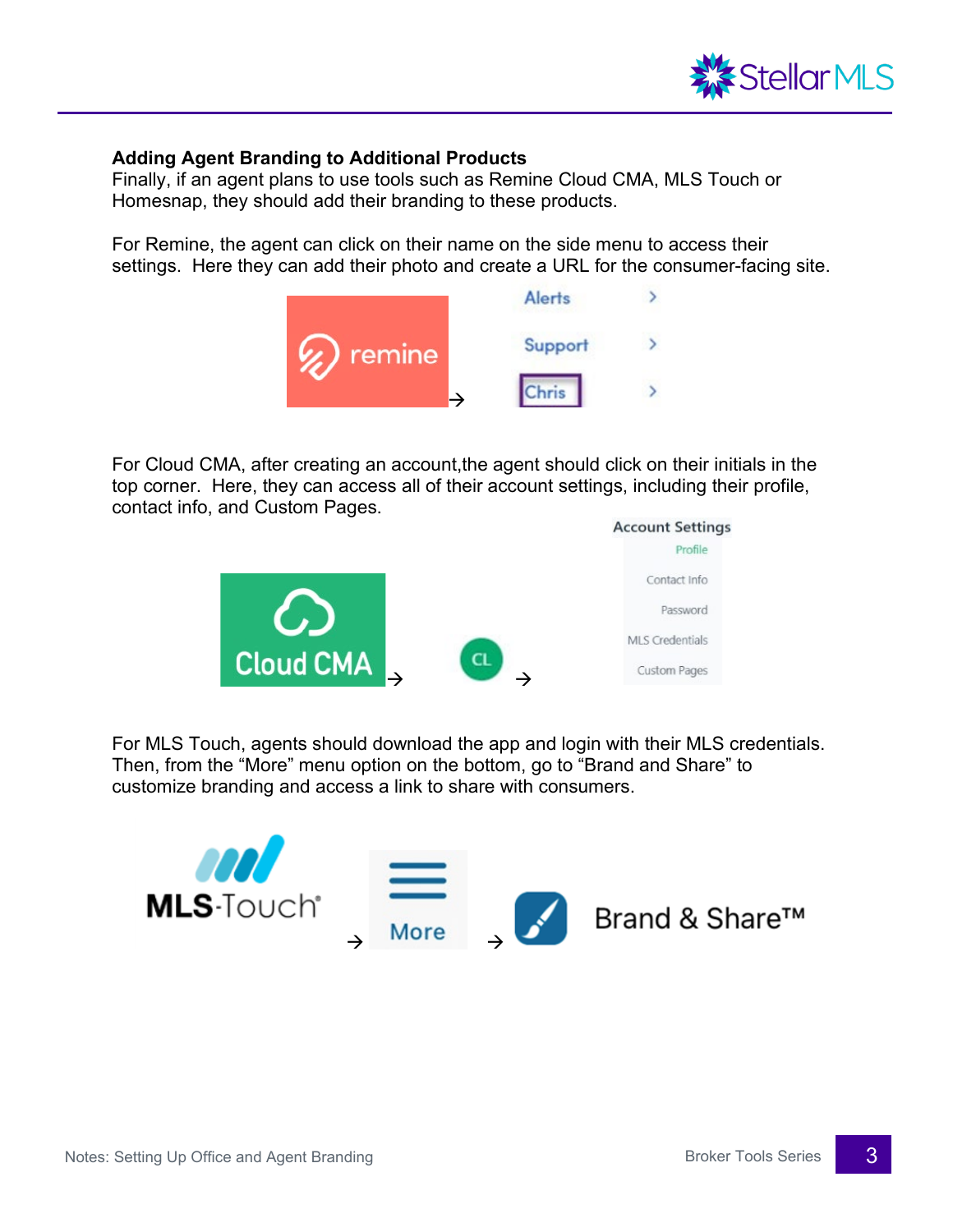**Adding Agent Branding to Additional Products**
Finally, if an agent plans to use tools such as Remine Cloud CMA, MLS Touch or Homesnap, they should add their branding to these products.

For Remine, the agent can click on their name on the side menu to access their settings. Here they can add their photo and create a URL for the consumer-facing site.

For Cloud CMA, after creating an account,the agent should click on their initials in the top corner. Here, they can access all of their account settings, including their profile, contact info, and Custom Pages.

For MLS Touch, agents should download the app and login with their MLS credentials. Then, from the “More” menu option on the bottom, go to “Brand and Share” to customize branding and access a link to share with consumers.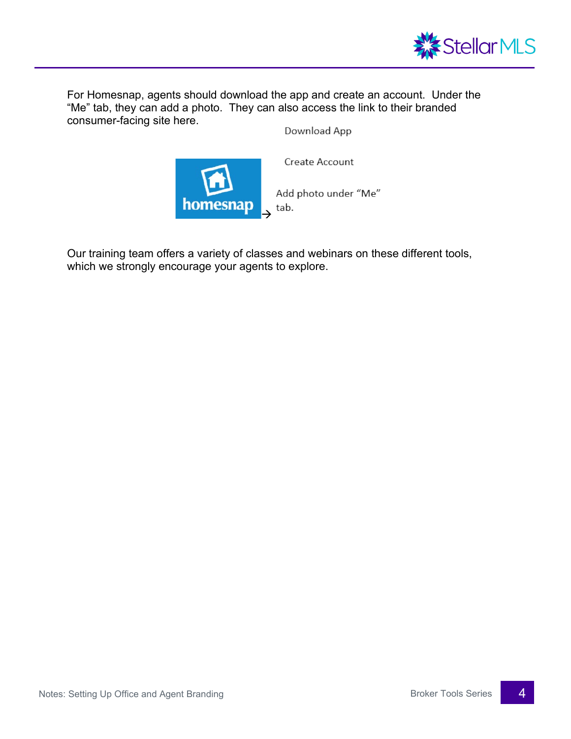For Homesnap, agents should download the app and create an account.  Under the "Me" tab, they can add a photo.  They can also access the link to their branded consumer-facing site here.

Download App

Create Account

homesnap → Add photo under "Me" tab.

Our training team offers a variety of classes and webinars on these different tools, which we strongly encourage your agents to explore.